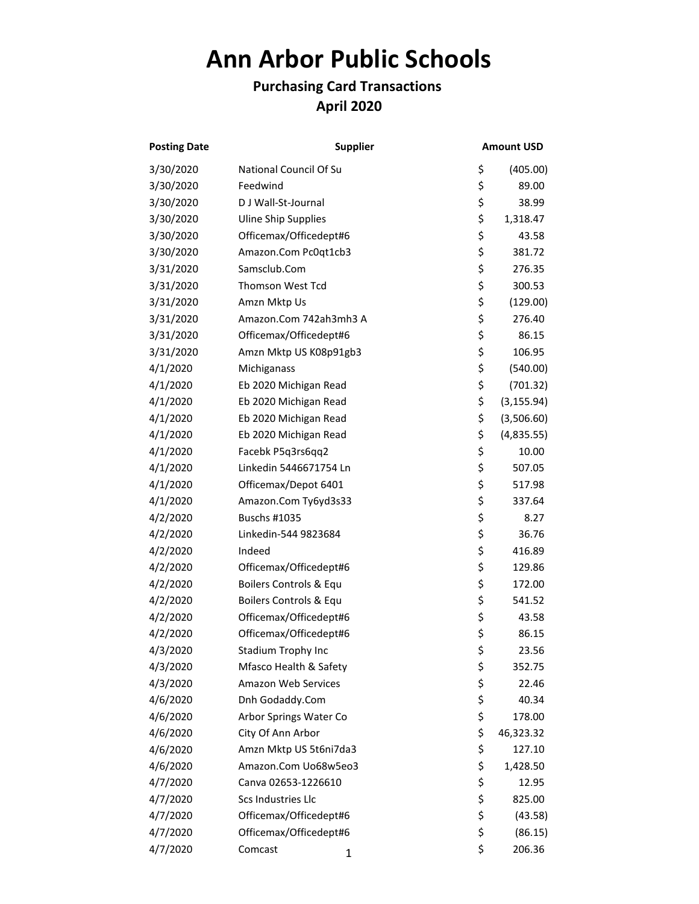# Ann Arbor Public Schools

## Purchasing Card Transactions

## April 2020

| Posting Date | Supplier | Amount USD |
|---|---|---|
| 3/30/2020 | National Council Of Su | $ (405.00) |
| 3/30/2020 | Feedwind | $ 89.00 |
| 3/30/2020 | D J Wall-St-Journal | $ 38.99 |
| 3/30/2020 | Uline Ship Supplies | $ 1,318.47 |
| 3/30/2020 | Officemax/Officedept#6 | $ 43.58 |
| 3/30/2020 | Amazon.Com Pc0qt1cb3 | $ 381.72 |
| 3/31/2020 | Samsclub.Com | $ 276.35 |
| 3/31/2020 | Thomson West Tcd | $ 300.53 |
| 3/31/2020 | Amzn Mktp Us | $ (129.00) |
| 3/31/2020 | Amazon.Com 742ah3mh3 A | $ 276.40 |
| 3/31/2020 | Officemax/Officedept#6 | $ 86.15 |
| 3/31/2020 | Amzn Mktp US K08p91gb3 | $ 106.95 |
| 4/1/2020 | Michiganass | $ (540.00) |
| 4/1/2020 | Eb 2020 Michigan Read | $ (701.32) |
| 4/1/2020 | Eb 2020 Michigan Read | $ (3,155.94) |
| 4/1/2020 | Eb 2020 Michigan Read | $ (3,506.60) |
| 4/1/2020 | Eb 2020 Michigan Read | $ (4,835.55) |
| 4/1/2020 | Facebk P5q3rs6qq2 | $ 10.00 |
| 4/1/2020 | Linkedin 5446671754 Ln | $ 507.05 |
| 4/1/2020 | Officemax/Depot 6401 | $ 517.98 |
| 4/1/2020 | Amazon.Com Ty6yd3s33 | $ 337.64 |
| 4/2/2020 | Buschs #1035 | $ 8.27 |
| 4/2/2020 | Linkedin-544 9823684 | $ 36.76 |
| 4/2/2020 | Indeed | $ 416.89 |
| 4/2/2020 | Officemax/Officedept#6 | $ 129.86 |
| 4/2/2020 | Boilers Controls & Equ | $ 172.00 |
| 4/2/2020 | Boilers Controls & Equ | $ 541.52 |
| 4/2/2020 | Officemax/Officedept#6 | $ 43.58 |
| 4/2/2020 | Officemax/Officedept#6 | $ 86.15 |
| 4/3/2020 | Stadium Trophy Inc | $ 23.56 |
| 4/3/2020 | Mfasco Health & Safety | $ 352.75 |
| 4/3/2020 | Amazon Web Services | $ 22.46 |
| 4/6/2020 | Dnh Godaddy.Com | $ 40.34 |
| 4/6/2020 | Arbor Springs Water Co | $ 178.00 |
| 4/6/2020 | City Of Ann Arbor | $ 46,323.32 |
| 4/6/2020 | Amzn Mktp US 5t6ni7da3 | $ 127.10 |
| 4/6/2020 | Amazon.Com Uo68w5eo3 | $ 1,428.50 |
| 4/7/2020 | Canva 02653-1226610 | $ 12.95 |
| 4/7/2020 | Scs Industries Llc | $ 825.00 |
| 4/7/2020 | Officemax/Officedept#6 | $ (43.58) |
| 4/7/2020 | Officemax/Officedept#6 | $ (86.15) |
| 4/7/2020 | Comcast | $ 206.36 |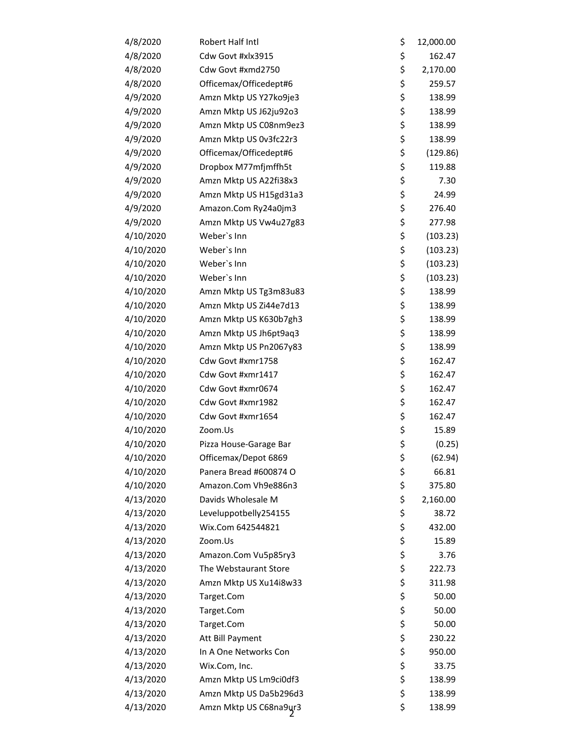| | | | |
|---|---|---|---|
| 4/8/2020 | Robert Half Intl | $ | 12,000.00 |
| 4/8/2020 | Cdw Govt #xlx3915 | $ | 162.47 |
| 4/8/2020 | Cdw Govt #xmd2750 | $ | 2,170.00 |
| 4/8/2020 | Officemax/Officedept#6 | $ | 259.57 |
| 4/9/2020 | Amzn Mktp US Y27ko9je3 | $ | 138.99 |
| 4/9/2020 | Amzn Mktp US J62ju92o3 | $ | 138.99 |
| 4/9/2020 | Amzn Mktp US C08nm9ez3 | $ | 138.99 |
| 4/9/2020 | Amzn Mktp US 0v3fc22r3 | $ | 138.99 |
| 4/9/2020 | Officemax/Officedept#6 | $ | (129.86) |
| 4/9/2020 | Dropbox M77mfjmffh5t | $ | 119.88 |
| 4/9/2020 | Amzn Mktp US A22fi38x3 | $ | 7.30 |
| 4/9/2020 | Amzn Mktp US H15gd31a3 | $ | 24.99 |
| 4/9/2020 | Amazon.Com Ry24a0jm3 | $ | 276.40 |
| 4/9/2020 | Amzn Mktp US Vw4u27g83 | $ | 277.98 |
| 4/10/2020 | Weber`s Inn | $ | (103.23) |
| 4/10/2020 | Weber`s Inn | $ | (103.23) |
| 4/10/2020 | Weber`s Inn | $ | (103.23) |
| 4/10/2020 | Weber`s Inn | $ | (103.23) |
| 4/10/2020 | Amzn Mktp US Tg3m83u83 | $ | 138.99 |
| 4/10/2020 | Amzn Mktp US Zi44e7d13 | $ | 138.99 |
| 4/10/2020 | Amzn Mktp US K630b7gh3 | $ | 138.99 |
| 4/10/2020 | Amzn Mktp US Jh6pt9aq3 | $ | 138.99 |
| 4/10/2020 | Amzn Mktp US Pn2067y83 | $ | 138.99 |
| 4/10/2020 | Cdw Govt #xmr1758 | $ | 162.47 |
| 4/10/2020 | Cdw Govt #xmr1417 | $ | 162.47 |
| 4/10/2020 | Cdw Govt #xmr0674 | $ | 162.47 |
| 4/10/2020 | Cdw Govt #xmr1982 | $ | 162.47 |
| 4/10/2020 | Cdw Govt #xmr1654 | $ | 162.47 |
| 4/10/2020 | Zoom.Us | $ | 15.89 |
| 4/10/2020 | Pizza House-Garage Bar | $ | (0.25) |
| 4/10/2020 | Officemax/Depot 6869 | $ | (62.94) |
| 4/10/2020 | Panera Bread #600874 O | $ | 66.81 |
| 4/10/2020 | Amazon.Com Vh9e886n3 | $ | 375.80 |
| 4/13/2020 | Davids Wholesale M | $ | 2,160.00 |
| 4/13/2020 | Leveluppotbelly254155 | $ | 38.72 |
| 4/13/2020 | Wix.Com 642544821 | $ | 432.00 |
| 4/13/2020 | Zoom.Us | $ | 15.89 |
| 4/13/2020 | Amazon.Com Vu5p85ry3 | $ | 3.76 |
| 4/13/2020 | The Webstaurant Store | $ | 222.73 |
| 4/13/2020 | Amzn Mktp US Xu14i8w33 | $ | 311.98 |
| 4/13/2020 | Target.Com | $ | 50.00 |
| 4/13/2020 | Target.Com | $ | 50.00 |
| 4/13/2020 | Target.Com | $ | 50.00 |
| 4/13/2020 | Att Bill Payment | $ | 230.22 |
| 4/13/2020 | In A One Networks Con | $ | 950.00 |
| 4/13/2020 | Wix.Com, Inc. | $ | 33.75 |
| 4/13/2020 | Amzn Mktp US Lm9ci0df3 | $ | 138.99 |
| 4/13/2020 | Amzn Mktp US Da5b296d3 | $ | 138.99 |
| 4/13/2020 | Amzn Mktp US C68na9ur3 | $ | 138.99 |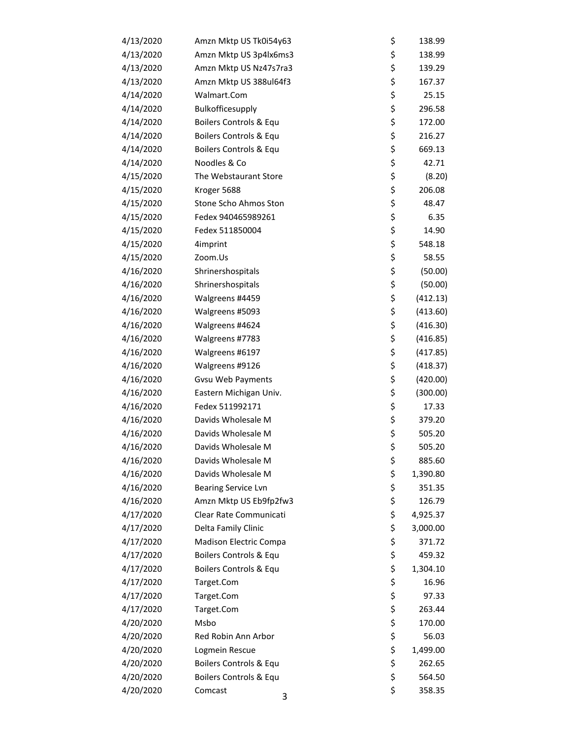| | | | |
|---|---|---|---|
| 4/13/2020 | Amzn Mktp US Tk0i54y63 | $ | 138.99 |
| 4/13/2020 | Amzn Mktp US 3p4lx6ms3 | $ | 138.99 |
| 4/13/2020 | Amzn Mktp US Nz47s7ra3 | $ | 139.29 |
| 4/13/2020 | Amzn Mktp US 388ul64f3 | $ | 167.37 |
| 4/14/2020 | Walmart.Com | $ | 25.15 |
| 4/14/2020 | Bulkofficesupply | $ | 296.58 |
| 4/14/2020 | Boilers Controls & Equ | $ | 172.00 |
| 4/14/2020 | Boilers Controls & Equ | $ | 216.27 |
| 4/14/2020 | Boilers Controls & Equ | $ | 669.13 |
| 4/14/2020 | Noodles & Co | $ | 42.71 |
| 4/15/2020 | The Webstaurant Store | $ | (8.20) |
| 4/15/2020 | Kroger 5688 | $ | 206.08 |
| 4/15/2020 | Stone Scho Ahmos Ston | $ | 48.47 |
| 4/15/2020 | Fedex 940465989261 | $ | 6.35 |
| 4/15/2020 | Fedex 511850004 | $ | 14.90 |
| 4/15/2020 | 4imprint | $ | 548.18 |
| 4/15/2020 | Zoom.Us | $ | 58.55 |
| 4/16/2020 | Shrinershospitals | $ | (50.00) |
| 4/16/2020 | Shrinershospitals | $ | (50.00) |
| 4/16/2020 | Walgreens #4459 | $ | (412.13) |
| 4/16/2020 | Walgreens #5093 | $ | (413.60) |
| 4/16/2020 | Walgreens #4624 | $ | (416.30) |
| 4/16/2020 | Walgreens #7783 | $ | (416.85) |
| 4/16/2020 | Walgreens #6197 | $ | (417.85) |
| 4/16/2020 | Walgreens #9126 | $ | (418.37) |
| 4/16/2020 | Gvsu Web Payments | $ | (420.00) |
| 4/16/2020 | Eastern Michigan Univ. | $ | (300.00) |
| 4/16/2020 | Fedex 511992171 | $ | 17.33 |
| 4/16/2020 | Davids Wholesale M | $ | 379.20 |
| 4/16/2020 | Davids Wholesale M | $ | 505.20 |
| 4/16/2020 | Davids Wholesale M | $ | 505.20 |
| 4/16/2020 | Davids Wholesale M | $ | 885.60 |
| 4/16/2020 | Davids Wholesale M | $ | 1,390.80 |
| 4/16/2020 | Bearing Service Lvn | $ | 351.35 |
| 4/16/2020 | Amzn Mktp US Eb9fp2fw3 | $ | 126.79 |
| 4/17/2020 | Clear Rate Communicati | $ | 4,925.37 |
| 4/17/2020 | Delta Family Clinic | $ | 3,000.00 |
| 4/17/2020 | Madison Electric Compa | $ | 371.72 |
| 4/17/2020 | Boilers Controls & Equ | $ | 459.32 |
| 4/17/2020 | Boilers Controls & Equ | $ | 1,304.10 |
| 4/17/2020 | Target.Com | $ | 16.96 |
| 4/17/2020 | Target.Com | $ | 97.33 |
| 4/17/2020 | Target.Com | $ | 263.44 |
| 4/20/2020 | Msbo | $ | 170.00 |
| 4/20/2020 | Red Robin Ann Arbor | $ | 56.03 |
| 4/20/2020 | Logmein Rescue | $ | 1,499.00 |
| 4/20/2020 | Boilers Controls & Equ | $ | 262.65 |
| 4/20/2020 | Boilers Controls & Equ | $ | 564.50 |
| 4/20/2020 | Comcast | $ | 358.35 |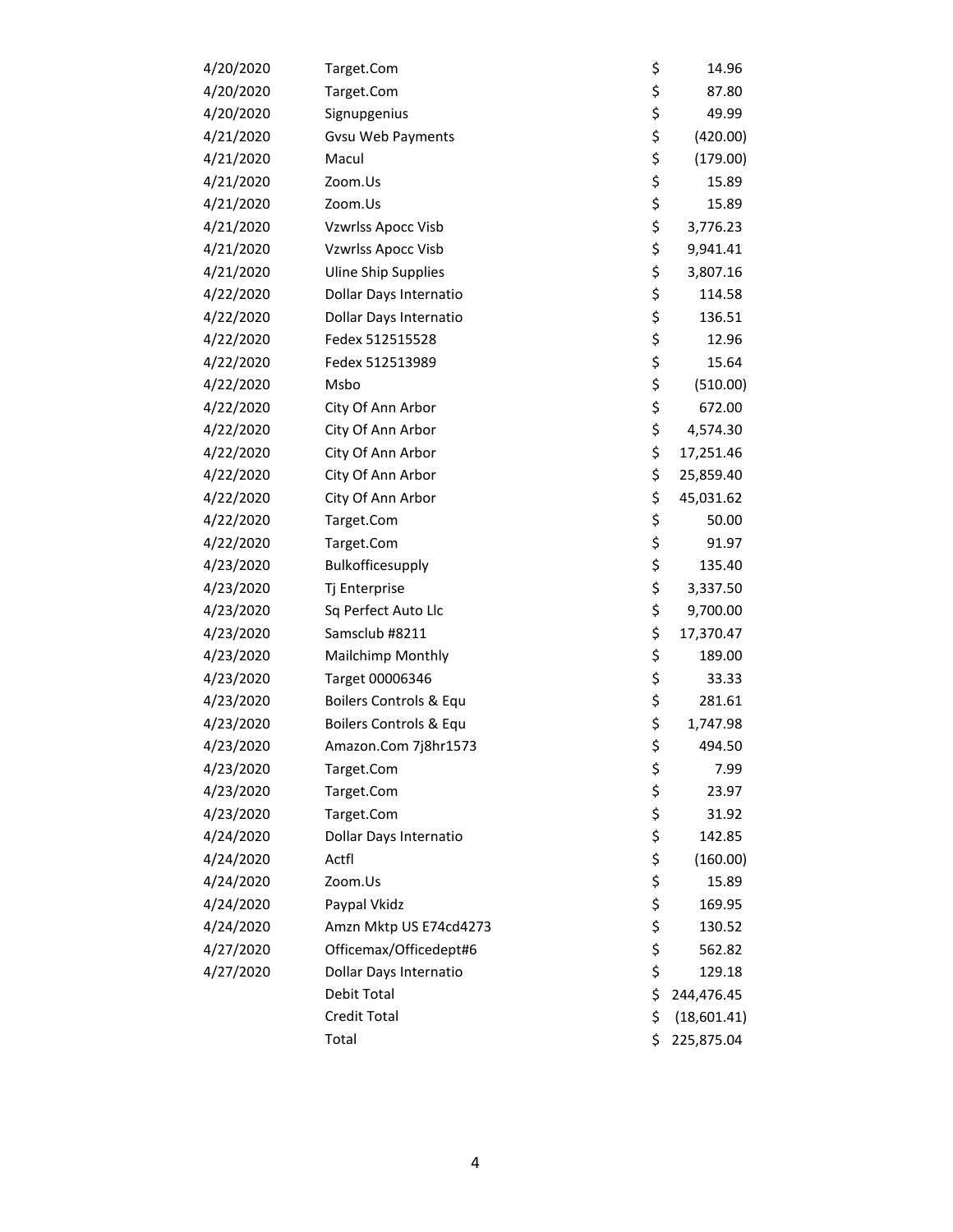| | | |
|---|---|---|
| 4/20/2020 | Target.Com | $ 14.96 |
| 4/20/2020 | Target.Com | $ 87.80 |
| 4/20/2020 | Signupgenius | $ 49.99 |
| 4/21/2020 | Gvsu Web Payments | $ (420.00) |
| 4/21/2020 | Macul | $ (179.00) |
| 4/21/2020 | Zoom.Us | $ 15.89 |
| 4/21/2020 | Zoom.Us | $ 15.89 |
| 4/21/2020 | Vzwrlss Apocc Visb | $ 3,776.23 |
| 4/21/2020 | Vzwrlss Apocc Visb | $ 9,941.41 |
| 4/21/2020 | Uline Ship Supplies | $ 3,807.16 |
| 4/22/2020 | Dollar Days Internatio | $ 114.58 |
| 4/22/2020 | Dollar Days Internatio | $ 136.51 |
| 4/22/2020 | Fedex 512515528 | $ 12.96 |
| 4/22/2020 | Fedex 512513989 | $ 15.64 |
| 4/22/2020 | Msbo | $ (510.00) |
| 4/22/2020 | City Of Ann Arbor | $ 672.00 |
| 4/22/2020 | City Of Ann Arbor | $ 4,574.30 |
| 4/22/2020 | City Of Ann Arbor | $ 17,251.46 |
| 4/22/2020 | City Of Ann Arbor | $ 25,859.40 |
| 4/22/2020 | City Of Ann Arbor | $ 45,031.62 |
| 4/22/2020 | Target.Com | $ 50.00 |
| 4/22/2020 | Target.Com | $ 91.97 |
| 4/23/2020 | Bulkofficesupply | $ 135.40 |
| 4/23/2020 | Tj Enterprise | $ 3,337.50 |
| 4/23/2020 | Sq Perfect Auto Llc | $ 9,700.00 |
| 4/23/2020 | Samsclub #8211 | $ 17,370.47 |
| 4/23/2020 | Mailchimp Monthly | $ 189.00 |
| 4/23/2020 | Target 00006346 | $ 33.33 |
| 4/23/2020 | Boilers Controls & Equ | $ 281.61 |
| 4/23/2020 | Boilers Controls & Equ | $ 1,747.98 |
| 4/23/2020 | Amazon.Com 7j8hr1573 | $ 494.50 |
| 4/23/2020 | Target.Com | $ 7.99 |
| 4/23/2020 | Target.Com | $ 23.97 |
| 4/23/2020 | Target.Com | $ 31.92 |
| 4/24/2020 | Dollar Days Internatio | $ 142.85 |
| 4/24/2020 | Actfl | $ (160.00) |
| 4/24/2020 | Zoom.Us | $ 15.89 |
| 4/24/2020 | Paypal Vkidz | $ 169.95 |
| 4/24/2020 | Amzn Mktp US E74cd4273 | $ 130.52 |
| 4/27/2020 | Officemax/Officedept#6 | $ 562.82 |
| 4/27/2020 | Dollar Days Internatio | $ 129.18 |
| | Debit Total | $ 244,476.45 |
| | Credit Total | $ (18,601.41) |
| | Total | $ 225,875.04 |